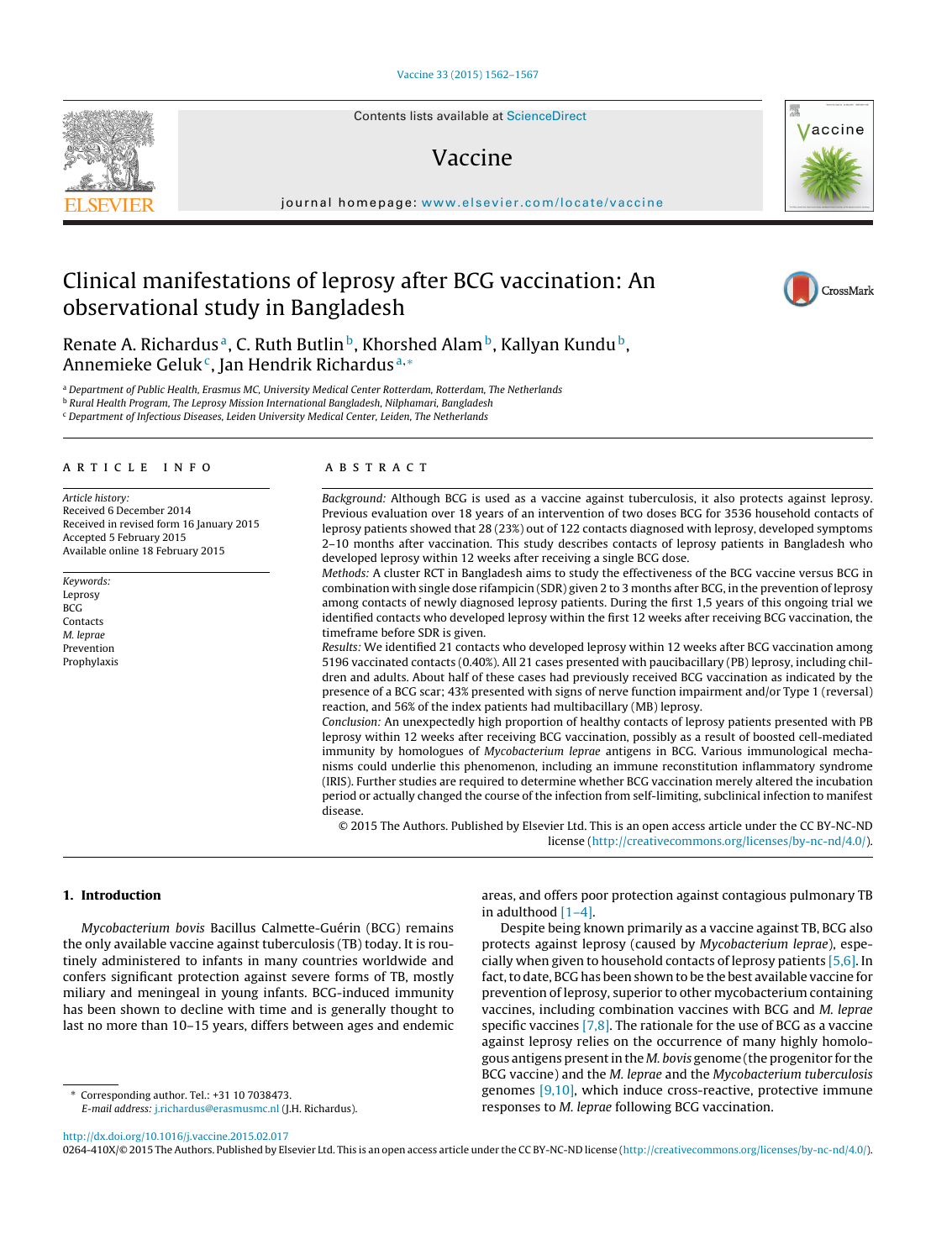# Clinical manifestations of leprosy after BCG vaccination: An observational study in Bangladesh

Renate A. Richardus[a], C. Ruth Butlin[b], Khorshed Alam[b], Kallyan Kundu[b], Annemieke Geluk[c], Jan Hendrik Richardus[a,*]

[a] Department of Public Health, Erasmus MC, University Medical Center Rotterdam, Rotterdam, The Netherlands
[b] Rural Health Program, The Leprosy Mission International Bangladesh, Nilphamari, Bangladesh
[c] Department of Infectious Diseases, Leiden University Medical Center, Leiden, The Netherlands

## ARTICLE INFO

*Article history:*
Received 6 December 2014
Received in revised form 16 January 2015
Accepted 5 February 2015
Available online 18 February 2015

*Keywords:*
Leprosy
BCG
Contacts
*M. leprae*
Prevention
Prophylaxis

## ABSTRACT

*Background:* Although BCG is used as a vaccine against tuberculosis, it also protects against leprosy. Previous evaluation over 18 years of an intervention of two doses BCG for 3536 household contacts of leprosy patients showed that 28 (23%) out of 122 contacts diagnosed with leprosy, developed symptoms 2–10 months after vaccination. This study describes contacts of leprosy patients in Bangladesh who developed leprosy within 12 weeks after receiving a single BCG dose.

*Methods:* A cluster RCT in Bangladesh aims to study the effectiveness of the BCG vaccine versus BCG in combination with single dose rifampicin (SDR) given 2 to 3 months after BCG, in the prevention of leprosy among contacts of newly diagnosed leprosy patients. During the first 1,5 years of this ongoing trial we identified contacts who developed leprosy within the first 12 weeks after receiving BCG vaccination, the timeframe before SDR is given.

*Results:* We identified 21 contacts who developed leprosy within 12 weeks after BCG vaccination among 5196 vaccinated contacts (0.40%). All 21 cases presented with paucibacillary (PB) leprosy, including children and adults. About half of these cases had previously received BCG vaccination as indicated by the presence of a BCG scar; 43% presented with signs of nerve function impairment and/or Type 1 (reversal) reaction, and 56% of the index patients had multibacillary (MB) leprosy.

*Conclusion:* An unexpectedly high proportion of healthy contacts of leprosy patients presented with PB leprosy within 12 weeks after receiving BCG vaccination, possibly as a result of boosted cell-mediated immunity by homologues of *Mycobacterium leprae* antigens in BCG. Various immunological mechanisms could underlie this phenomenon, including an immune reconstitution inflammatory syndrome (IRIS). Further studies are required to determine whether BCG vaccination merely altered the incubation period or actually changed the course of the infection from self-limiting, subclinical infection to manifest disease.

© 2015 The Authors. Published by Elsevier Ltd. This is an open access article under the CC BY-NC-ND license (http://creativecommons.org/licenses/by-nc-nd/4.0/).

## 1. Introduction

*Mycobacterium bovis* Bacillus Calmette-Guérin (BCG) remains the only available vaccine against tuberculosis (TB) today. It is routinely administered to infants in many countries worldwide and confers significant protection against severe forms of TB, mostly miliary and meningeal in young infants. BCG-induced immunity has been shown to decline with time and is generally thought to last no more than 10–15 years, differs between ages and endemic areas, and offers poor protection against contagious pulmonary TB in adulthood [1–4].

Despite being known primarily as a vaccine against TB, BCG also protects against leprosy (caused by *Mycobacterium leprae*), especially when given to household contacts of leprosy patients [5,6]. In fact, to date, BCG has been shown to be the best available vaccine for prevention of leprosy, superior to other mycobacterium containing vaccines, including combination vaccines with BCG and *M. leprae* specific vaccines [7,8]. The rationale for the use of BCG as a vaccine against leprosy relies on the occurrence of many highly homologous antigens present in the *M. bovis* genome (the progenitor for the BCG vaccine) and the *M. leprae* and the *Mycobacterium tuberculosis* genomes [9,10], which induce cross-reactive, protective immune responses to *M. leprae* following BCG vaccination.

\* Corresponding author. Tel.: +31 10 7038473.
*E-mail address:* j.richardus@erasmusmc.nl (J.H. Richardus).

http://dx.doi.org/10.1016/j.vaccine.2015.02.017
0264-410X/© 2015 The Authors. Published by Elsevier Ltd. This is an open access article under the CC BY-NC-ND license (http://creativecommons.org/licenses/by-nc-nd/4.0/).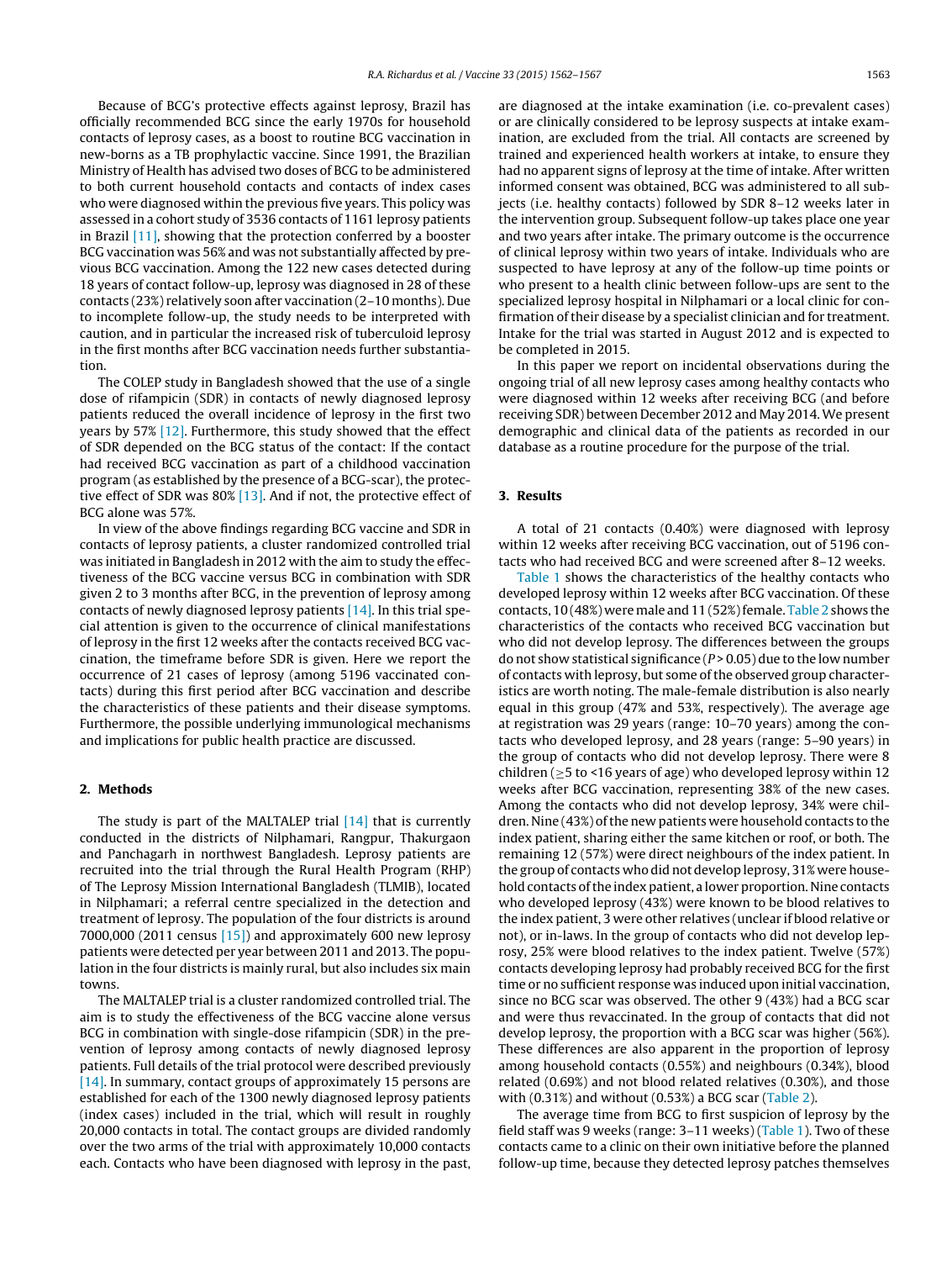Because of BCG's protective effects against leprosy, Brazil has officially recommended BCG since the early 1970s for household contacts of leprosy cases, as a boost to routine BCG vaccination in new-borns as a TB prophylactic vaccine. Since 1991, the Brazilian Ministry of Health has advised two doses of BCG to be administered to both current household contacts and contacts of index cases who were diagnosed within the previous five years. This policy was assessed in a cohort study of 3536 contacts of 1161 leprosy patients in Brazil [11], showing that the protection conferred by a booster BCG vaccination was 56% and was not substantially affected by previous BCG vaccination. Among the 122 new cases detected during 18 years of contact follow-up, leprosy was diagnosed in 28 of these contacts (23%) relatively soon after vaccination (2–10 months). Due to incomplete follow-up, the study needs to be interpreted with caution, and in particular the increased risk of tuberculoid leprosy in the first months after BCG vaccination needs further substantiation.

The COLEP study in Bangladesh showed that the use of a single dose of rifampicin (SDR) in contacts of newly diagnosed leprosy patients reduced the overall incidence of leprosy in the first two years by 57% [12]. Furthermore, this study showed that the effect of SDR depended on the BCG status of the contact: If the contact had received BCG vaccination as part of a childhood vaccination program (as established by the presence of a BCG-scar), the protective effect of SDR was 80% [13]. And if not, the protective effect of BCG alone was 57%.

In view of the above findings regarding BCG vaccine and SDR in contacts of leprosy patients, a cluster randomized controlled trial was initiated in Bangladesh in 2012 with the aim to study the effectiveness of the BCG vaccine versus BCG in combination with SDR given 2 to 3 months after BCG, in the prevention of leprosy among contacts of newly diagnosed leprosy patients [14]. In this trial special attention is given to the occurrence of clinical manifestations of leprosy in the first 12 weeks after the contacts received BCG vaccination, the timeframe before SDR is given. Here we report the occurrence of 21 cases of leprosy (among 5196 vaccinated contacts) during this first period after BCG vaccination and describe the characteristics of these patients and their disease symptoms. Furthermore, the possible underlying immunological mechanisms and implications for public health practice are discussed.

## 2. Methods

The study is part of the MALTALEP trial [14] that is currently conducted in the districts of Nilphamari, Rangpur, Thakurgaon and Panchagarh in northwest Bangladesh. Leprosy patients are recruited into the trial through the Rural Health Program (RHP) of The Leprosy Mission International Bangladesh (TLMIB), located in Nilphamari; a referral centre specialized in the detection and treatment of leprosy. The population of the four districts is around 7000,000 (2011 census [15]) and approximately 600 new leprosy patients were detected per year between 2011 and 2013. The population in the four districts is mainly rural, but also includes six main towns.

The MALTALEP trial is a cluster randomized controlled trial. The aim is to study the effectiveness of the BCG vaccine alone versus BCG in combination with single-dose rifampicin (SDR) in the prevention of leprosy among contacts of newly diagnosed leprosy patients. Full details of the trial protocol were described previously [14]. In summary, contact groups of approximately 15 persons are established for each of the 1300 newly diagnosed leprosy patients (index cases) included in the trial, which will result in roughly 20,000 contacts in total. The contact groups are divided randomly over the two arms of the trial with approximately 10,000 contacts each. Contacts who have been diagnosed with leprosy in the past, are diagnosed at the intake examination (i.e. co-prevalent cases) or are clinically considered to be leprosy suspects at intake examination, are excluded from the trial. All contacts are screened by trained and experienced health workers at intake, to ensure they had no apparent signs of leprosy at the time of intake. After written informed consent was obtained, BCG was administered to all subjects (i.e. healthy contacts) followed by SDR 8–12 weeks later in the intervention group. Subsequent follow-up takes place one year and two years after intake. The primary outcome is the occurrence of clinical leprosy within two years of intake. Individuals who are suspected to have leprosy at any of the follow-up time points or who present to a health clinic between follow-ups are sent to the specialized leprosy hospital in Nilphamari or a local clinic for confirmation of their disease by a specialist clinician and for treatment. Intake for the trial was started in August 2012 and is expected to be completed in 2015.

In this paper we report on incidental observations during the ongoing trial of all new leprosy cases among healthy contacts who were diagnosed within 12 weeks after receiving BCG (and before receiving SDR) between December 2012 and May 2014. We present demographic and clinical data of the patients as recorded in our database as a routine procedure for the purpose of the trial.

## 3. Results

A total of 21 contacts (0.40%) were diagnosed with leprosy within 12 weeks after receiving BCG vaccination, out of 5196 contacts who had received BCG and were screened after 8–12 weeks.

Table 1 shows the characteristics of the healthy contacts who developed leprosy within 12 weeks after BCG vaccination. Of these contacts, 10 (48%) were male and 11 (52%) female. Table 2 shows the characteristics of the contacts who received BCG vaccination but who did not develop leprosy. The differences between the groups do not show statistical significance ($P > 0.05$) due to the low number of contacts with leprosy, but some of the observed group characteristics are worth noting. The male-female distribution is also nearly equal in this group (47% and 53%, respectively). The average age at registration was 29 years (range: 10–70 years) among the contacts who developed leprosy, and 28 years (range: 5–90 years) in the group of contacts who did not develop leprosy. There were 8 children (≥5 to <16 years of age) who developed leprosy within 12 weeks after BCG vaccination, representing 38% of the new cases. Among the contacts who did not develop leprosy, 34% were children. Nine (43%) of the new patients were household contacts to the index patient, sharing either the same kitchen or roof, or both. The remaining 12 (57%) were direct neighbours of the index patient. In the group of contacts who did not develop leprosy, 31% were household contacts of the index patient, a lower proportion. Nine contacts who developed leprosy (43%) were known to be blood relatives to the index patient, 3 were other relatives (unclear if blood relative or not), or in-laws. In the group of contacts who did not develop leprosy, 25% were blood relatives to the index patient. Twelve (57%) contacts developing leprosy had probably received BCG for the first time or no sufficient response was induced upon initial vaccination, since no BCG scar was observed. The other 9 (43%) had a BCG scar and were thus revaccinated. In the group of contacts that did not develop leprosy, the proportion with a BCG scar was higher (56%). These differences are also apparent in the proportion of leprosy among household contacts (0.55%) and neighbours (0.34%), blood related (0.69%) and not blood related relatives (0.30%), and those with (0.31%) and without (0.53%) a BCG scar (Table 2).

The average time from BCG to first suspicion of leprosy by the field staff was 9 weeks (range: 3–11 weeks) (Table 1). Two of these contacts came to a clinic on their own initiative before the planned follow-up time, because they detected leprosy patches themselves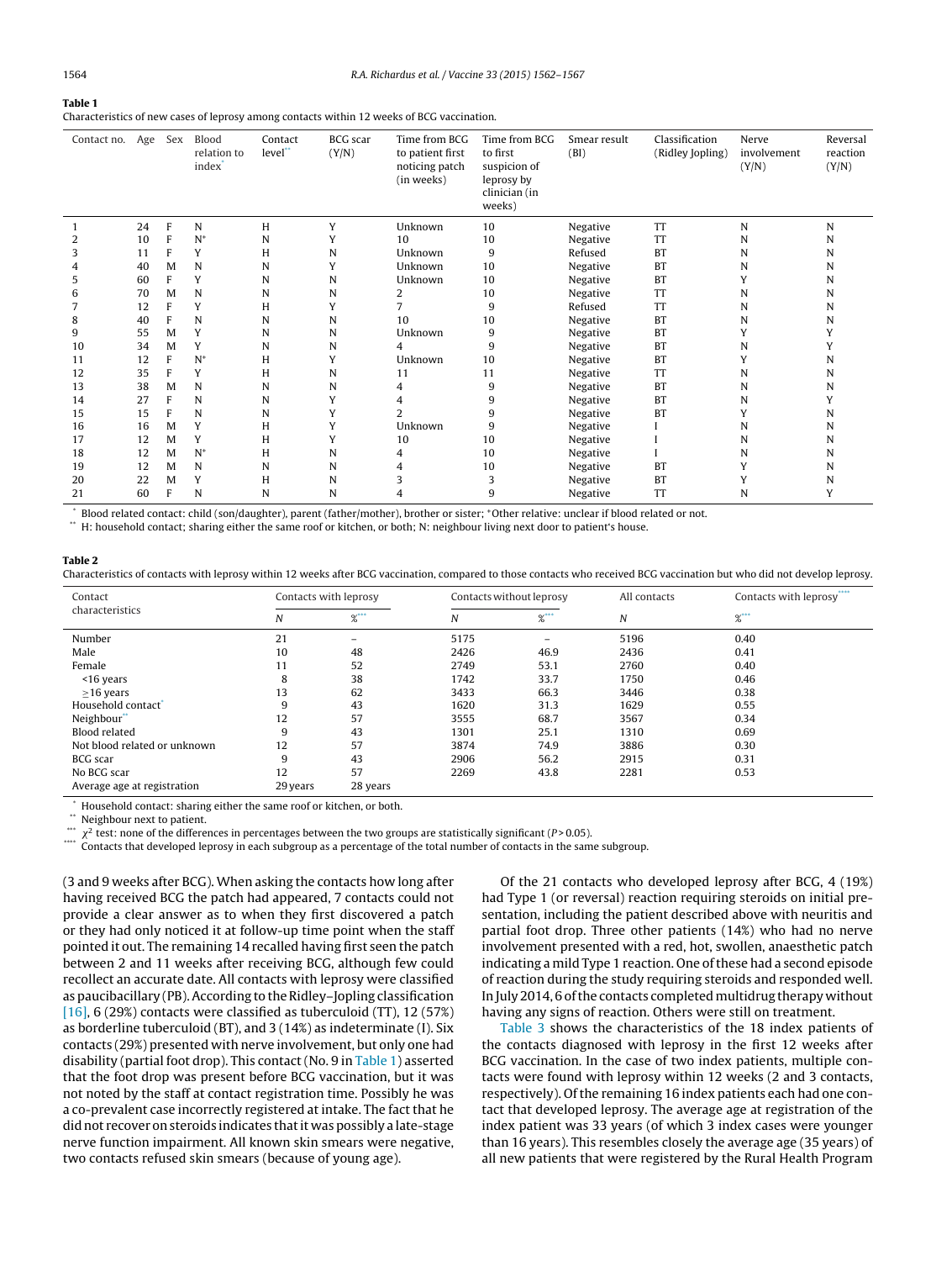**Table 1**
Characteristics of new cases of leprosy among contacts within 12 weeks of BCG vaccination.

| Contact no. | Age | Sex | Blood relation to index* | Contact level** | BCG scar (Y/N) | Time from BCG to patient first noticing patch (in weeks) | Time from BCG to first suspicion of leprosy by clinician (in weeks) | Smear result (BI) | Classification (Ridley Jopling) | Nerve involvement (Y/N) | Reversal reaction (Y/N) |
|---|---|---|---|---|---|---|---|---|---|---|---|
| 1 | 24 | F | N | H | Y | Unknown | 10 | Negative | TT | N | N |
| 2 | 10 | F | N+ | N | Y | 10 | 10 | Negative | TT | N | N |
| 3 | 11 | F | Y | H | N | Unknown | 9 | Refused | BT | N | N |
| 4 | 40 | M | N | N | Y | Unknown | 10 | Negative | BT | N | N |
| 5 | 60 | F | Y | N | N | Unknown | 10 | Negative | BT | Y | N |
| 6 | 70 | M | N | N | N | 2 | 10 | Negative | TT | N | N |
| 7 | 12 | F | Y | H | Y | 7 | 9 | Refused | TT | N | N |
| 8 | 40 | F | N | N | N | 10 | 10 | Negative | BT | N | N |
| 9 | 55 | M | Y | N | N | Unknown | 9 | Negative | BT | Y | Y |
| 10 | 34 | M | Y | N | N | 4 | 9 | Negative | BT | N | Y |
| 11 | 12 | F | N+ | H | Y | Unknown | 10 | Negative | BT | Y | N |
| 12 | 35 | F | Y | H | N | 11 | 11 | Negative | TT | N | N |
| 13 | 38 | M | N | N | N | 4 | 9 | Negative | BT | N | N |
| 14 | 27 | F | N | N | Y | 4 | 9 | Negative | BT | N | Y |
| 15 | 15 | F | N | N | Y | 2 | 9 | Negative | BT | Y | N |
| 16 | 16 | M | Y | H | Y | Unknown | 9 | Negative | I | N | N |
| 17 | 12 | M | Y | H | Y | 10 | 10 | Negative | I | N | N |
| 18 | 12 | M | N+ | H | N | 4 | 10 | Negative | I | N | N |
| 19 | 12 | M | N | N | N | 4 | 10 | Negative | BT | Y | N |
| 20 | 22 | M | Y | H | N | 3 | 3 | Negative | BT | Y | N |
| 21 | 60 | F | N | N | N | 4 | 9 | Negative | TT | N | Y |

\* Blood related contact: child (son/daughter), parent (father/mother), brother or sister; +Other relative: unclear if blood related or not.
\*\* H: household contact; sharing either the same roof or kitchen, or both; N: neighbour living next door to patient's house.

**Table 2**
Characteristics of contacts with leprosy within 12 weeks after BCG vaccination, compared to those contacts who received BCG vaccination but who did not develop leprosy.

| Contact characteristics | Contacts with leprosy | | Contacts without leprosy | | All contacts | Contacts with leprosy**** |
|---|---|---|---|---|---|---|
| | N | %*** | N | %*** | N | %*** |
| Number | 21 | – | 5175 | – | 5196 | 0.40 |
| Male | 10 | 48 | 2426 | 46.9 | 2436 | 0.41 |
| Female | 11 | 52 | 2749 | 53.1 | 2760 | 0.40 |
| <16 years | 8 | 38 | 1742 | 33.7 | 1750 | 0.46 |
| ≥16 years | 13 | 62 | 3433 | 66.3 | 3446 | 0.38 |
| Household contact* | 9 | 43 | 1620 | 31.3 | 1629 | 0.55 |
| Neighbour** | 12 | 57 | 3555 | 68.7 | 3567 | 0.34 |
| Blood related | 9 | 43 | 1301 | 25.1 | 1310 | 0.69 |
| Not blood related or unknown | 12 | 57 | 3874 | 74.9 | 3886 | 0.30 |
| BCG scar | 9 | 43 | 2906 | 56.2 | 2915 | 0.31 |
| No BCG scar | 12 | 57 | 2269 | 43.8 | 2281 | 0.53 |
| Average age at registration | 29 years | 28 years | | | | |

\* Household contact: sharing either the same roof or kitchen, or both.
\*\* Neighbour next to patient.
\*\*\* $\chi^2$ test: none of the differences in percentages between the two groups are statistically significant ($P > 0.05$).
\*\*\*\* Contacts that developed leprosy in each subgroup as a percentage of the total number of contacts in the same subgroup.

(3 and 9 weeks after BCG). When asking the contacts how long after having received BCG the patch had appeared, 7 contacts could not provide a clear answer as to when they first discovered a patch or they had only noticed it at follow-up time point when the staff pointed it out. The remaining 14 recalled having first seen the patch between 2 and 11 weeks after receiving BCG, although few could recollect an accurate date. All contacts with leprosy were classified as paucibacillary (PB). According to the Ridley–Jopling classification [16], 6 (29%) contacts were classified as tuberculoid (TT), 12 (57%) as borderline tuberculoid (BT), and 3 (14%) as indeterminate (I). Six contacts (29%) presented with nerve involvement, but only one had disability (partial foot drop). This contact (No. 9 in Table 1) asserted that the foot drop was present before BCG vaccination, but it was not noted by the staff at contact registration time. Possibly he was a co-prevalent case incorrectly registered at intake. The fact that he did not recover on steroids indicates that it was possibly a late-stage nerve function impairment. All known skin smears were negative, two contacts refused skin smears (because of young age).

Of the 21 contacts who developed leprosy after BCG, 4 (19%) had Type 1 (or reversal) reaction requiring steroids on initial presentation, including the patient described above with neuritis and partial foot drop. Three other patients (14%) who had no nerve involvement presented with a red, hot, swollen, anaesthetic patch indicating a mild Type 1 reaction. One of these had a second episode of reaction during the study requiring steroids and responded well. In July 2014, 6 of the contacts completed multidrug therapy without having any signs of reaction. Others were still on treatment.

Table 3 shows the characteristics of the 18 index patients of the contacts diagnosed with leprosy in the first 12 weeks after BCG vaccination. In the case of two index patients, multiple contacts were found with leprosy within 12 weeks (2 and 3 contacts, respectively). Of the remaining 16 index patients each had one contact that developed leprosy. The average age at registration of the index patient was 33 years (of which 3 index cases were younger than 16 years). This resembles closely the average age (35 years) of all new patients that were registered by the Rural Health Program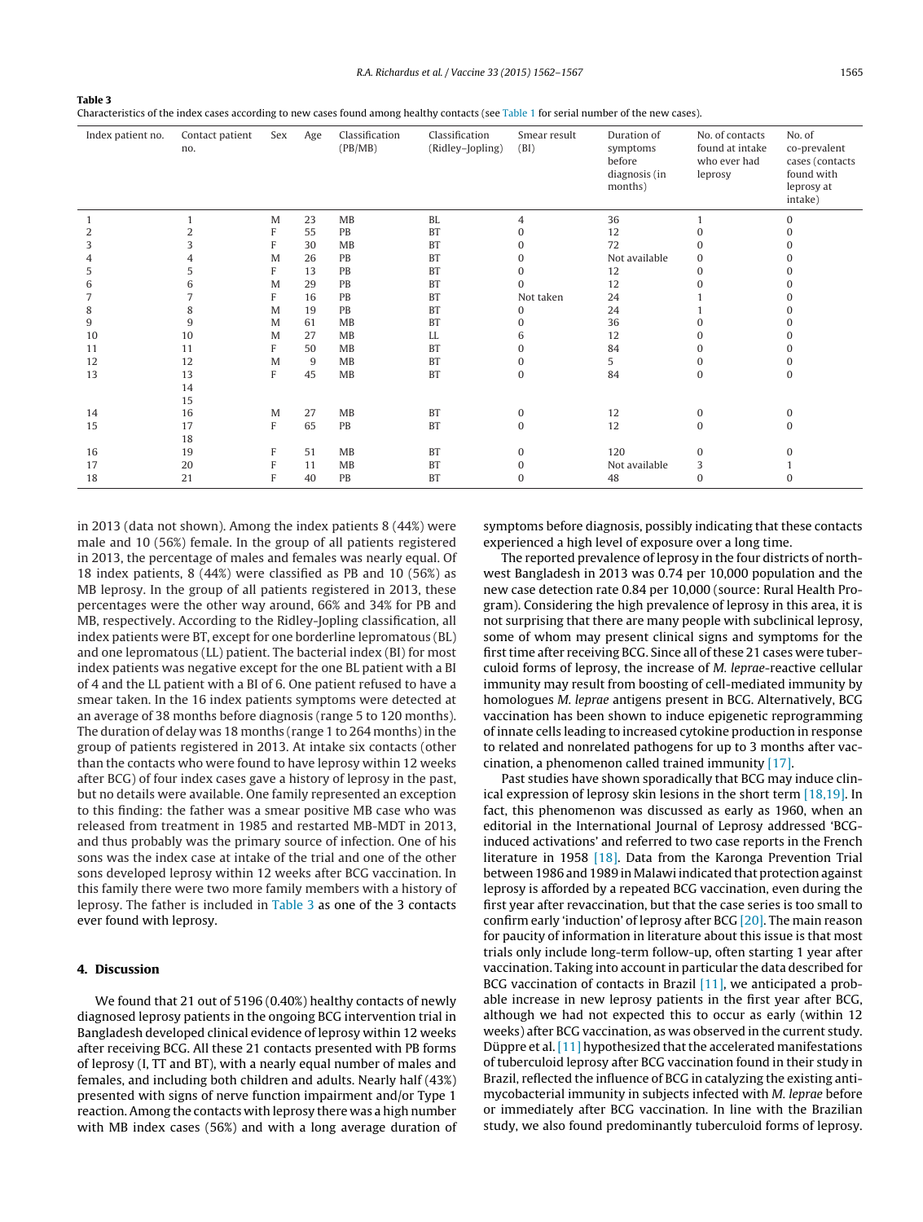**Table 3**
Characteristics of the index cases according to new cases found among healthy contacts (see Table 1 for serial number of the new cases).

| Index patient no. | Contact patient no. | Sex | Age | Classification (PB/MB) | Classification (Ridley–Jopling) | Smear result (BI) | Duration of symptoms before diagnosis (in months) | No. of contacts found at intake who ever had leprosy | No. of co-prevalent cases (contacts found with leprosy at intake) |
|---|---|---|---|---|---|---|---|---|---|
| 1 | 1 | M | 23 | MB | BL | 4 | 36 | 1 | 0 |
| 2 | 2 | F | 55 | PB | BT | 0 | 12 | 0 | 0 |
| 3 | 3 | F | 30 | MB | BT | 0 | 72 | 0 | 0 |
| 4 | 4 | M | 26 | PB | BT | 0 | Not available | 0 | 0 |
| 5 | 5 | F | 13 | PB | BT | 0 | 12 | 0 | 0 |
| 6 | 6 | M | 29 | PB | BT | 0 | 12 | 0 | 0 |
| 7 | 7 | F | 16 | PB | BT | Not taken | 24 | 1 | 0 |
| 8 | 8 | M | 19 | PB | BT | 0 | 24 | 1 | 0 |
| 9 | 9 | M | 61 | MB | BT | 0 | 36 | 0 | 0 |
| 10 | 10 | M | 27 | MB | LL | 6 | 12 | 0 | 0 |
| 11 | 11 | F | 50 | MB | BT | 0 | 84 | 0 | 0 |
| 12 | 12 | M | 9 | MB | BT | 0 | 5 | 0 | 0 |
| 13 | 13 | F | 45 | MB | BT | 0 | 84 | 0 | 0 |
| | 14 | | | | | | | | |
| | 15 | | | | | | | | |
| 14 | 16 | M | 27 | MB | BT | 0 | 12 | 0 | 0 |
| 15 | 17 | F | 65 | PB | BT | 0 | 12 | 0 | 0 |
| | 18 | | | | | | | | |
| 16 | 19 | F | 51 | MB | BT | 0 | 120 | 0 | 0 |
| 17 | 20 | F | 11 | MB | BT | 0 | Not available | 3 | 1 |
| 18 | 21 | F | 40 | PB | BT | 0 | 48 | 0 | 0 |

in 2013 (data not shown). Among the index patients 8 (44%) were male and 10 (56%) female. In the group of all patients registered in 2013, the percentage of males and females was nearly equal. Of 18 index patients, 8 (44%) were classified as PB and 10 (56%) as MB leprosy. In the group of all patients registered in 2013, these percentages were the other way around, 66% and 34% for PB and MB, respectively. According to the Ridley-Jopling classification, all index patients were BT, except for one borderline lepromatous (BL) and one lepromatous (LL) patient. The bacterial index (BI) for most index patients was negative except for the one BL patient with a BI of 4 and the LL patient with a BI of 6. One patient refused to have a smear taken. In the 16 index patients symptoms were detected at an average of 38 months before diagnosis (range 5 to 120 months). The duration of delay was 18 months (range 1 to 264 months) in the group of patients registered in 2013. At intake six contacts (other than the contacts who were found to have leprosy within 12 weeks after BCG) of four index cases gave a history of leprosy in the past, but no details were available. One family represented an exception to this finding: the father was a smear positive MB case who was released from treatment in 1985 and restarted MB-MDT in 2013, and thus probably was the primary source of infection. One of his sons was the index case at intake of the trial and one of the other sons developed leprosy within 12 weeks after BCG vaccination. In this family there were two more family members with a history of leprosy. The father is included in Table 3 as one of the 3 contacts ever found with leprosy.

## 4. Discussion

We found that 21 out of 5196 (0.40%) healthy contacts of newly diagnosed leprosy patients in the ongoing BCG intervention trial in Bangladesh developed clinical evidence of leprosy within 12 weeks after receiving BCG. All these 21 contacts presented with PB forms of leprosy (I, TT and BT), with a nearly equal number of males and females, and including both children and adults. Nearly half (43%) presented with signs of nerve function impairment and/or Type 1 reaction. Among the contacts with leprosy there was a high number with MB index cases (56%) and with a long average duration of symptoms before diagnosis, possibly indicating that these contacts experienced a high level of exposure over a long time.

The reported prevalence of leprosy in the four districts of northwest Bangladesh in 2013 was 0.74 per 10,000 population and the new case detection rate 0.84 per 10,000 (source: Rural Health Program). Considering the high prevalence of leprosy in this area, it is not surprising that there are many people with subclinical leprosy, some of whom may present clinical signs and symptoms for the first time after receiving BCG. Since all of these 21 cases were tuberculoid forms of leprosy, the increase of *M. leprae*-reactive cellular immunity may result from boosting of cell-mediated immunity by homologues *M. leprae* antigens present in BCG. Alternatively, BCG vaccination has been shown to induce epigenetic reprogramming of innate cells leading to increased cytokine production in response to related and nonrelated pathogens for up to 3 months after vaccination, a phenomenon called trained immunity [17].

Past studies have shown sporadically that BCG may induce clinical expression of leprosy skin lesions in the short term [18,19]. In fact, this phenomenon was discussed as early as 1960, when an editorial in the International Journal of Leprosy addressed 'BCG-induced activations' and referred to two case reports in the French literature in 1958 [18]. Data from the Karonga Prevention Trial between 1986 and 1989 in Malawi indicated that protection against leprosy is afforded by a repeated BCG vaccination, even during the first year after revaccination, but that the case series is too small to confirm early 'induction' of leprosy after BCG [20]. The main reason for paucity of information in literature about this issue is that most trials only include long-term follow-up, often starting 1 year after vaccination. Taking into account in particular the data described for BCG vaccination of contacts in Brazil [11], we anticipated a probable increase in new leprosy patients in the first year after BCG, although we had not expected this to occur as early (within 12 weeks) after BCG vaccination, as was observed in the current study. Düppre et al. [11] hypothesized that the accelerated manifestations of tuberculoid leprosy after BCG vaccination found in their study in Brazil, reflected the influence of BCG in catalyzing the existing antimycobacterial immunity in subjects infected with *M. leprae* before or immediately after BCG vaccination. In line with the Brazilian study, we also found predominantly tuberculoid forms of leprosy.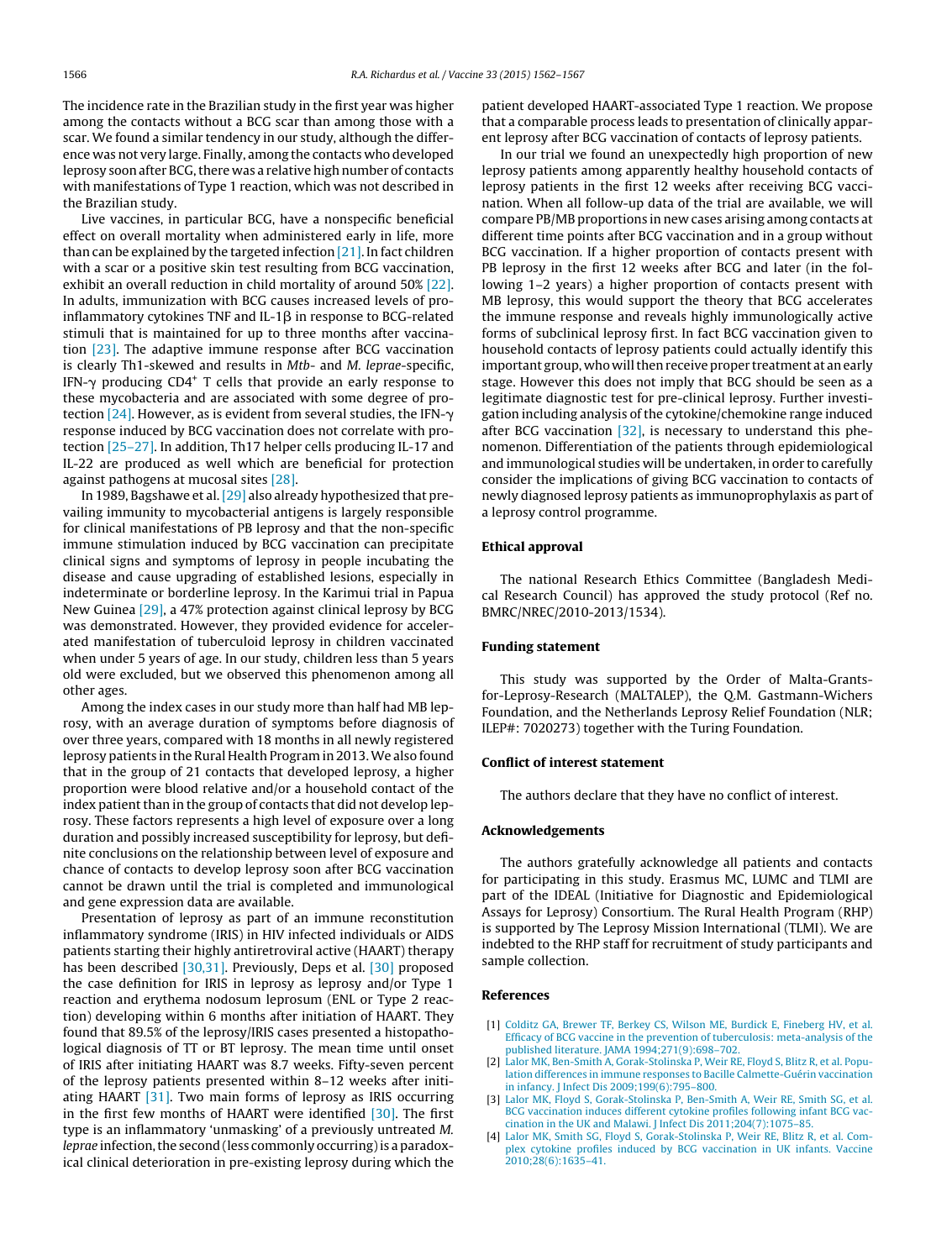The incidence rate in the Brazilian study in the first year was higher among the contacts without a BCG scar than among those with a scar. We found a similar tendency in our study, although the difference was not very large. Finally, among the contacts who developed leprosy soon after BCG, there was a relative high number of contacts with manifestations of Type 1 reaction, which was not described in the Brazilian study.

Live vaccines, in particular BCG, have a nonspecific beneficial effect on overall mortality when administered early in life, more than can be explained by the targeted infection [21]. In fact children with a scar or a positive skin test resulting from BCG vaccination, exhibit an overall reduction in child mortality of around 50% [22]. In adults, immunization with BCG causes increased levels of pro-inflammatory cytokines TNF and IL-1β in response to BCG-related stimuli that is maintained for up to three months after vaccination [23]. The adaptive immune response after BCG vaccination is clearly Th1-skewed and results in *Mtb*- and *M. leprae*-specific, IFN-γ producing $CD4^+$ T cells that provide an early response to these mycobacteria and are associated with some degree of protection [24]. However, as is evident from several studies, the IFN-γ response induced by BCG vaccination does not correlate with protection [25–27]. In addition, Th17 helper cells producing IL-17 and IL-22 are produced as well which are beneficial for protection against pathogens at mucosal sites [28].

In 1989, Bagshawe et al. [29] also already hypothesized that prevailing immunity to mycobacterial antigens is largely responsible for clinical manifestations of PB leprosy and that the non-specific immune stimulation induced by BCG vaccination can precipitate clinical signs and symptoms of leprosy in people incubating the disease and cause upgrading of established lesions, especially in indeterminate or borderline leprosy. In the Karimui trial in Papua New Guinea [29], a 47% protection against clinical leprosy by BCG was demonstrated. However, they provided evidence for accelerated manifestation of tuberculoid leprosy in children vaccinated when under 5 years of age. In our study, children less than 5 years old were excluded, but we observed this phenomenon among all other ages.

Among the index cases in our study more than half had MB leprosy, with an average duration of symptoms before diagnosis of over three years, compared with 18 months in all newly registered leprosy patients in the Rural Health Program in 2013. We also found that in the group of 21 contacts that developed leprosy, a higher proportion were blood relative and/or a household contact of the index patient than in the group of contacts that did not develop leprosy. These factors represents a high level of exposure over a long duration and possibly increased susceptibility for leprosy, but definite conclusions on the relationship between level of exposure and chance of contacts to develop leprosy soon after BCG vaccination cannot be drawn until the trial is completed and immunological and gene expression data are available.

Presentation of leprosy as part of an immune reconstitution inflammatory syndrome (IRIS) in HIV infected individuals or AIDS patients starting their highly antiretroviral active (HAART) therapy has been described [30,31]. Previously, Deps et al. [30] proposed the case definition for IRIS in leprosy as leprosy and/or Type 1 reaction and erythema nodosum leprosum (ENL or Type 2 reaction) developing within 6 months after initiation of HAART. They found that 89.5% of the leprosy/IRIS cases presented a histopathological diagnosis of TT or BT leprosy. The mean time until onset of IRIS after initiating HAART was 8.7 weeks. Fifty-seven percent of the leprosy patients presented within 8–12 weeks after initiating HAART [31]. Two main forms of leprosy as IRIS occurring in the first few months of HAART were identified [30]. The first type is an inflammatory 'unmasking' of a previously untreated *M. leprae* infection, the second (less commonly occurring) is a paradoxical clinical deterioration in pre-existing leprosy during which the patient developed HAART-associated Type 1 reaction. We propose that a comparable process leads to presentation of clinically apparent leprosy after BCG vaccination of contacts of leprosy patients.

In our trial we found an unexpectedly high proportion of new leprosy patients among apparently healthy household contacts of leprosy patients in the first 12 weeks after receiving BCG vaccination. When all follow-up data of the trial are available, we will compare PB/MB proportions in new cases arising among contacts at different time points after BCG vaccination and in a group without BCG vaccination. If a higher proportion of contacts present with PB leprosy in the first 12 weeks after BCG and later (in the following 1–2 years) a higher proportion of contacts present with MB leprosy, this would support the theory that BCG accelerates the immune response and reveals highly immunologically active forms of subclinical leprosy first. In fact BCG vaccination given to household contacts of leprosy patients could actually identify this important group, who will then receive proper treatment at an early stage. However this does not imply that BCG should be seen as a legitimate diagnostic test for pre-clinical leprosy. Further investigation including analysis of the cytokine/chemokine range induced after BCG vaccination [32], is necessary to understand this phenomenon. Differentiation of the patients through epidemiological and immunological studies will be undertaken, in order to carefully consider the implications of giving BCG vaccination to contacts of newly diagnosed leprosy patients as immunoprophylaxis as part of a leprosy control programme.

## Ethical approval

The national Research Ethics Committee (Bangladesh Medical Research Council) has approved the study protocol (Ref no. BMRC/NREC/2010-2013/1534).

## Funding statement

This study was supported by the Order of Malta-Grants-for-Leprosy-Research (MALTALEP), the Q.M. Gastmann-Wichers Foundation, and the Netherlands Leprosy Relief Foundation (NLR; ILEP#: 7020273) together with the Turing Foundation.

## Conflict of interest statement

The authors declare that they have no conflict of interest.

## Acknowledgements

The authors gratefully acknowledge all patients and contacts for participating in this study. Erasmus MC, LUMC and TLMI are part of the IDEAL (Initiative for Diagnostic and Epidemiological Assays for Leprosy) Consortium. The Rural Health Program (RHP) is supported by The Leprosy Mission International (TLMI). We are indebted to the RHP staff for recruitment of study participants and sample collection.

## References

[1] Colditz GA, Brewer TF, Berkey CS, Wilson ME, Burdick E, Fineberg HV, et al. Efficacy of BCG vaccine in the prevention of tuberculosis: meta-analysis of the published literature. JAMA 1994;271(9):698–702.

[2] Lalor MK, Ben-Smith A, Gorak-Stolinska P, Weir RE, Floyd S, Blitz R, et al. Population differences in immune responses to Bacille Calmette-Guérin vaccination in infancy. J Infect Dis 2009;199(6):795–800.

[3] Lalor MK, Floyd S, Gorak-Stolinska P, Ben-Smith A, Weir RE, Smith SG, et al. BCG vaccination induces different cytokine profiles following infant BCG vaccination in the UK and Malawi. J Infect Dis 2011;204(7):1075–85.

[4] Lalor MK, Smith SG, Floyd S, Gorak-Stolinska P, Weir RE, Blitz R, et al. Complex cytokine profiles induced by BCG vaccination in UK infants. Vaccine 2010;28(6):1635–41.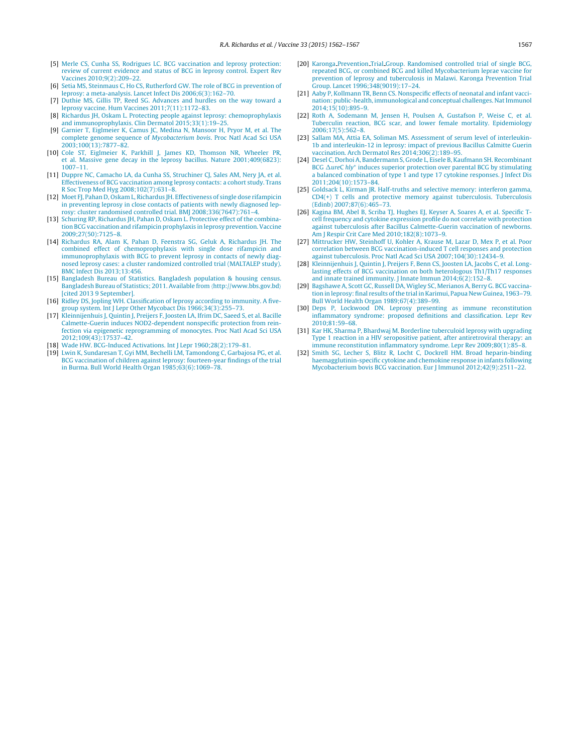[5] Merle CS, Cunha SS, Rodrigues LC. BCG vaccination and leprosy protection: review of current evidence and status of BCG in leprosy control. Expert Rev Vaccines 2010;9(2):209–22.

[6] Setia MS, Steinmaus C, Ho CS, Rutherford GW. The role of BCG in prevention of leprosy: a meta-analysis. Lancet Infect Dis 2006;6(3):162–70.

[7] Duthie MS, Gillis TP, Reed SG. Advances and hurdles on the way toward a leprosy vaccine. Hum Vaccines 2011;7(11):1172–83.

[8] Richardus JH, Oskam L. Protecting people against leprosy: chemoprophylaxis and immunoprophylaxis. Clin Dermatol 2015;33(1):19–25.

[9] Garnier T, Eiglmeier K, Camus JC, Medina N, Mansoor H, Pryor M, et al. The complete genome sequence of *Mycobacterium bovis*. Proc Natl Acad Sci USA 2003;100(13):7877–82.

[10] Cole ST, Eiglmeier K, Parkhill J, James KD, Thomson NR, Wheeler PR, et al. Massive gene decay in the leprosy bacillus. Nature 2001;409(6823): 1007–11.

[11] Duppre NC, Camacho LA, da Cunha SS, Struchiner CJ, Sales AM, Nery JA, et al. Effectiveness of BCG vaccination among leprosy contacts: a cohort study. Trans R Soc Trop Med Hyg 2008;102(7):631–8.

[12] Moet FJ, Pahan D, Oskam L, Richardus JH. Effectiveness of single dose rifampicin in preventing leprosy in close contacts of patients with newly diagnosed leprosy: cluster randomised controlled trial. BMJ 2008;336(7647):761–4.

[13] Schuring RP, Richardus JH, Pahan D, Oskam L. Protective effect of the combination BCG vaccination and rifampicin prophylaxis in leprosy prevention. Vaccine 2009;27(50):7125–8.

[14] Richardus RA, Alam K, Pahan D, Feenstra SG, Geluk A, Richardus JH. The combined effect of chemoprophylaxis with single dose rifampicin and immunoprophylaxis with BCG to prevent leprosy in contacts of newly diagnosed leprosy cases: a cluster randomized controlled trial (MALTALEP study). BMC Infect Dis 2013;13:456.

[15] Bangladesh Bureau of Statistics. Bangladesh population & housing census. Bangladesh Bureau of Statistics; 2011. Available from ⟨http://www.bbs.gov.bd⟩ [cited 2013 9 September].

[16] Ridley DS, Jopling WH. Classification of leprosy according to immunity. A five-group system. Int J Lepr Other Mycobact Dis 1966;34(3):255–73.

[17] Kleinnijenhuis J, Quintin J, Preijers F, Joosten LA, Ifrim DC, Saeed S, et al. Bacille Calmette-Guerin induces NOD2-dependent nonspecific protection from reinfection via epigenetic reprogramming of monocytes. Proc Natl Acad Sci USA 2012;109(43):17537–42.

[18] Wade HW. BCG-Induced Activations. Int J Lepr 1960;28(2):179–81.

[19] Lwin K, Sundaresan T, Gyi MM, Bechelli LM, Tamondong C, Garbajosa PG, et al. BCG vaccination of children against leprosy: fourteen-year findings of the trial in Burma. Bull World Health Organ 1985;63(6):1069–78.

[20] Karonga Prevention Trial Group. Randomised controlled trial of single BCG, repeated BCG, or combined BCG and killed Mycobacterium leprae vaccine for prevention of leprosy and tuberculosis in Malawi. Karonga Prevention Trial Group. Lancet 1996;348(9019):17–24.

[21] Aaby P, Kollmann TR, Benn CS. Nonspecific effects of neonatal and infant vaccination: public-health, immunological and conceptual challenges. Nat Immunol 2014;15(10):895–9.

[22] Roth A, Sodemann M, Jensen H, Poulsen A, Gustafson P, Weise C, et al. Tuberculin reaction, BCG scar, and lower female mortality. Epidemiology 2006;17(5):562–8.

[23] Sallam MA, Attia EA, Soliman MS. Assessment of serum level of interleukin-1b and interleukin-12 in leprosy: impact of previous Bacillus Calmitte Guerin vaccination. Arch Dermatol Res 2014;306(2):189–95.

[24] Desel C, Dorhoi A, Bandermann S, Grode L, Eisele B, Kaufmann SH. Recombinant BCG Δ*ureC hly*+ induces superior protection over parental BCG by stimulating a balanced combination of type 1 and type 17 cytokine responses. J Infect Dis 2011;204(10):1573–84.

[25] Goldsack L, Kirman JR. Half-truths and selective memory: interferon gamma, CD4(+) T cells and protective memory against tuberculosis. Tuberculosis (Edinb) 2007;87(6):465–73.

[26] Kagina BM, Abel B, Scriba TJ, Hughes EJ, Keyser A, Soares A, et al. Specific T-cell frequency and cytokine expression profile do not correlate with protection against tuberculosis after Bacillus Calmette-Guerin vaccination of newborns. Am J Respir Crit Care Med 2010;182(8):1073–9.

[27] Mittrucker HW, Steinhoff U, Kohler A, Krause M, Lazar D, Mex P, et al. Poor correlation between BCG vaccination-induced T cell responses and protection against tuberculosis. Proc Natl Acad Sci USA 2007;104(30):12434–9.

[28] Kleinnijenhuis J, Quintin J, Preijers F, Benn CS, Joosten LA, Jacobs C, et al. Long-lasting effects of BCG vaccination on both heterologous Th1/Th17 responses and innate trained immunity. J Innate Immun 2014;6(2):152–8.

[29] Bagshawe A, Scott GC, Russell DA, Wigley SC, Merianos A, Berry G. BCG vaccination in leprosy: final results of the trial in Karimui, Papua New Guinea, 1963–79. Bull World Health Organ 1989;67(4):389–99.

[30] Deps P, Lockwood DN. Leprosy presenting as immune reconstitution inflammatory syndrome: proposed definitions and classification. Lepr Rev 2010;81:59–68.

[31] Kar HK, Sharma P, Bhardwaj M. Borderline tuberculoid leprosy with upgrading Type 1 reaction in a HIV seropositive patient, after antiretroviral therapy: an immune reconstitution inflammatory syndrome. Lepr Rev 2009;80(1):85–8.

[32] Smith SG, Lecher S, Blitz R, Locht C, Dockrell HM. Broad heparin-binding haemagglutinin-specific cytokine and chemokine response in infants following Mycobacterium bovis BCG vaccination. Eur J Immunol 2012;42(9):2511–22.